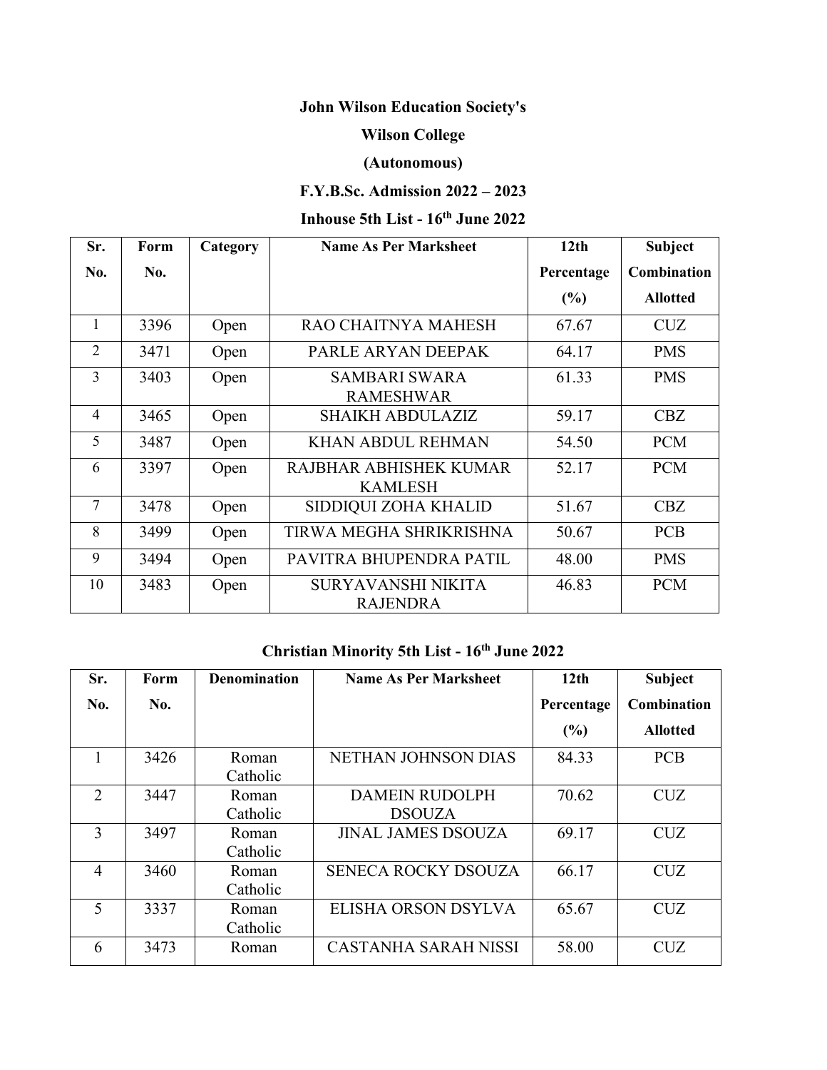**John Wilson Education Society's**

**Wilson College**

**(Autonomous)**

**F.Y.B.Sc. Admission 2022 – 2023**

**Inhouse 5th List - 16th June 2022**

| Sr. No. | Form No. | Category | Name As Per Marksheet | 12th Percentage (%) | Subject Combination Allotted |
|---|---|---|---|---|---|
| 1 | 3396 | Open | RAO CHAITNYA MAHESH | 67.67 | CUZ |
| 2 | 3471 | Open | PARLE ARYAN DEEPAK | 64.17 | PMS |
| 3 | 3403 | Open | SAMBARI SWARA RAMESHWAR | 61.33 | PMS |
| 4 | 3465 | Open | SHAIKH ABDULAZIZ | 59.17 | CBZ |
| 5 | 3487 | Open | KHAN ABDUL REHMAN | 54.50 | PCM |
| 6 | 3397 | Open | RAJBHAR ABHISHEK KUMAR KAMLESH | 52.17 | PCM |
| 7 | 3478 | Open | SIDDIQUI ZOHA KHALID | 51.67 | CBZ |
| 8 | 3499 | Open | TIRWA MEGHA SHRIKRISHNA | 50.67 | PCB |
| 9 | 3494 | Open | PAVITRA BHUPENDRA PATIL | 48.00 | PMS |
| 10 | 3483 | Open | SURYAVANSHI NIKITA RAJENDRA | 46.83 | PCM |

**Christian Minority 5th List - 16th June 2022**

| Sr. No. | Form No. | Denomination | Name As Per Marksheet | 12th Percentage (%) | Subject Combination Allotted |
|---|---|---|---|---|---|
| 1 | 3426 | Roman Catholic | NETHAN JOHNSON DIAS | 84.33 | PCB |
| 2 | 3447 | Roman Catholic | DAMEIN RUDOLPH DSOUZA | 70.62 | CUZ |
| 3 | 3497 | Roman Catholic | JINAL JAMES DSOUZA | 69.17 | CUZ |
| 4 | 3460 | Roman Catholic | SENECA ROCKY DSOUZA | 66.17 | CUZ |
| 5 | 3337 | Roman Catholic | ELISHA ORSON DSYLVA | 65.67 | CUZ |
| 6 | 3473 | Roman | CASTANHA SARAH NISSI | 58.00 | CUZ |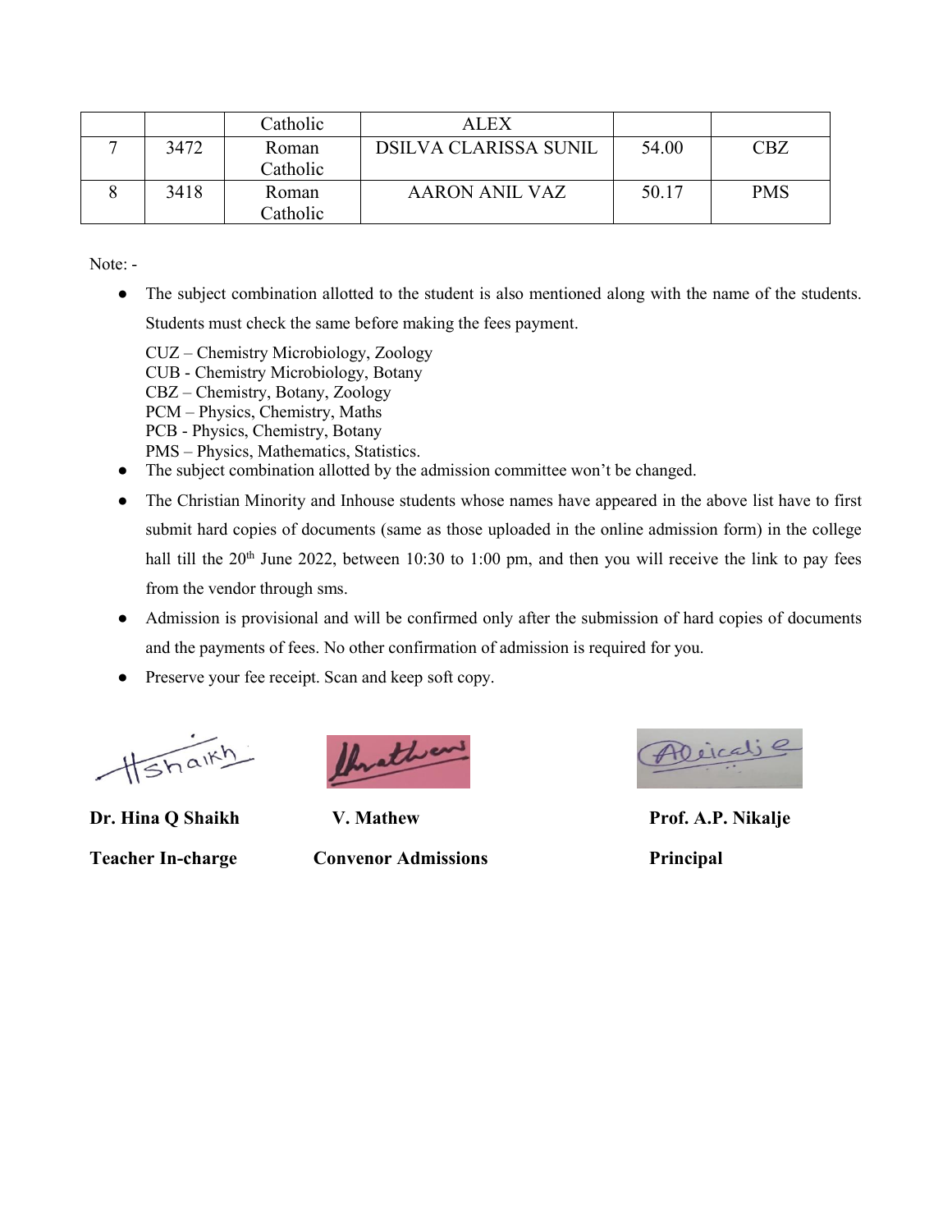| | | | | | |
|---|---|---|---|---|---|
| | | Catholic | ALEX | | |
| 7 | 3472 | Roman Catholic | DSILVA CLARISSA SUNIL | 54.00 | CBZ |
| 8 | 3418 | Roman Catholic | AARON ANIL VAZ | 50.17 | PMS |

Note: -

- The subject combination allotted to the student is also mentioned along with the name of the students. Students must check the same before making the fees payment.

  CUZ – Chemistry Microbiology, Zoology
  CUB - Chemistry Microbiology, Botany
  CBZ – Chemistry, Botany, Zoology
  PCM – Physics, Chemistry, Maths
  PCB - Physics, Chemistry, Botany
  PMS – Physics, Mathematics, Statistics.
- The subject combination allotted by the admission committee won't be changed.
- The Christian Minority and Inhouse students whose names have appeared in the above list have to first submit hard copies of documents (same as those uploaded in the online admission form) in the college hall till the 20th June 2022, between 10:30 to 1:00 pm, and then you will receive the link to pay fees from the vendor through sms.
- Admission is provisional and will be confirmed only after the submission of hard copies of documents and the payments of fees. No other confirmation of admission is required for you.
- Preserve your fee receipt. Scan and keep soft copy.

**Dr. Hina Q Shaikh**
**Teacher In-charge**

**V. Mathew**
**Convenor Admissions**

**Prof. A.P. Nikalje**
**Principal**